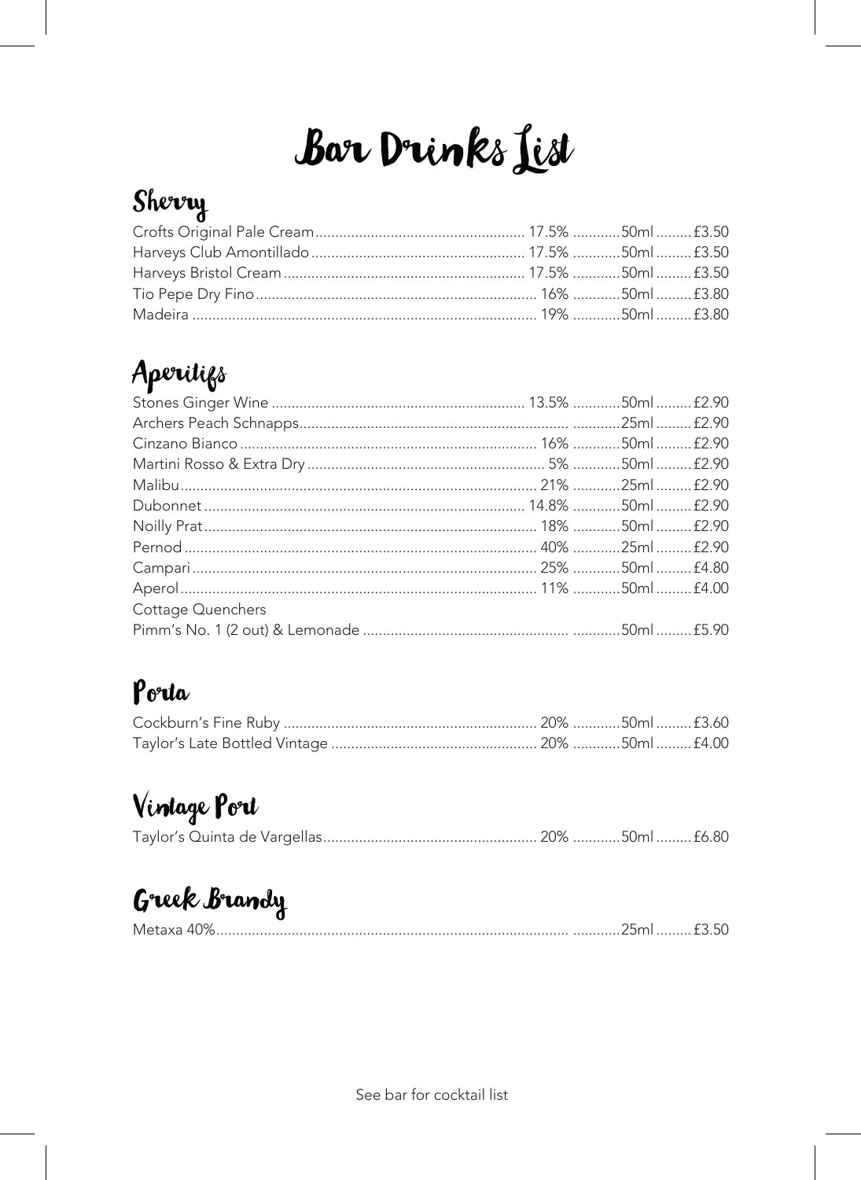# Bar Drinks List

## Sherry

| Drink | ABV | Measure | Price |
|---|---|---|---|
| Crofts Original Pale Cream | 17.5% | 50ml | £3.50 |
| Harveys Club Amontillado | 17.5% | 50ml | £3.50 |
| Harveys Bristol Cream | 17.5% | 50ml | £3.50 |
| Tio Pepe Dry Fino | 16% | 50ml | £3.80 |
| Madeira | 19% | 50ml | £3.80 |

## Aperitifs

| Drink | ABV | Measure | Price |
|---|---|---|---|
| Stones Ginger Wine | 13.5% | 50ml | £2.90 |
| Archers Peach Schnapps | | 25ml | £2.90 |
| Cinzano Bianco | 16% | 50ml | £2.90 |
| Martini Rosso & Extra Dry | 5% | 50ml | £2.90 |
| Malibu | 21% | 25ml | £2.90 |
| Dubonnet | 14.8% | 50ml | £2.90 |
| Noilly Prat | 18% | 50ml | £2.90 |
| Pernod | 40% | 25ml | £2.90 |
| Campari | 25% | 50ml | £4.80 |
| Aperol | 11% | 50ml | £4.00 |
| Cottage Quenchers | | | |
| Pimm's No. 1 (2 out) & Lemonade | | 50ml | £5.90 |

## Porta

| Drink | ABV | Measure | Price |
|---|---|---|---|
| Cockburn's Fine Ruby | 20% | 50ml | £3.60 |
| Taylor's Late Bottled Vintage | 20% | 50ml | £4.00 |

## Vintage Port

| Drink | ABV | Measure | Price |
|---|---|---|---|
| Taylor's Quinta de Vargellas | 20% | 50ml | £6.80 |

## Greek Brandy

| Drink | ABV | Measure | Price |
|---|---|---|---|
| Metaxa 40% | | 25ml | £3.50 |

See bar for cocktail list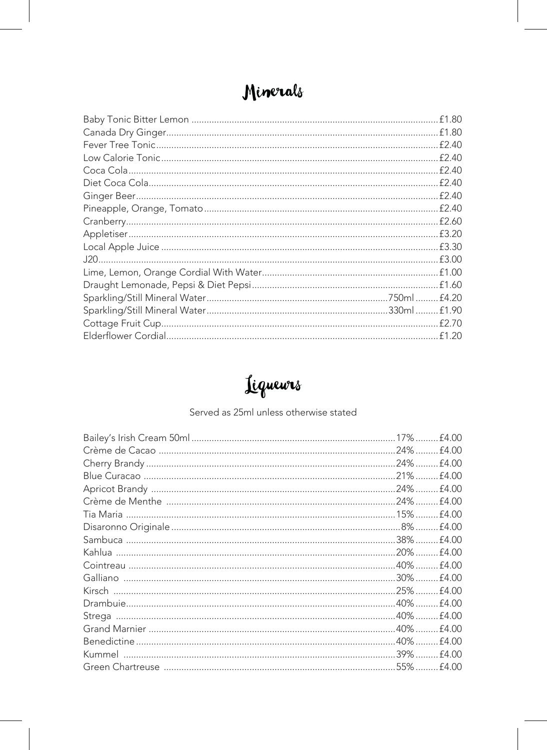# Minerals

| Item | Size | Price |
|---|---|---|
| Baby Tonic Bitter Lemon | | £1.80 |
| Canada Dry Ginger | | £1.80 |
| Fever Tree Tonic | | £2.40 |
| Low Calorie Tonic | | £2.40 |
| Coca Cola | | £2.40 |
| Diet Coca Cola | | £2.40 |
| Ginger Beer | | £2.40 |
| Pineapple, Orange, Tomato | | £2.40 |
| Cranberry | | £2.60 |
| Appletiser | | £3.20 |
| Local Apple Juice | | £3.30 |
| J20 | | £3.00 |
| Lime, Lemon, Orange Cordial With Water | | £1.00 |
| Draught Lemonade, Pepsi & Diet Pepsi | | £1.60 |
| Sparkling/Still Mineral Water | 750ml | £4.20 |
| Sparkling/Still Mineral Water | 330ml | £1.90 |
| Cottage Fruit Cup | | £2.70 |
| Elderflower Cordial | | £1.20 |

# Liqueurs

Served as 25ml unless otherwise stated

| Item | ABV | Price |
|---|---|---|
| Bailey's Irish Cream 50ml | 17% | £4.00 |
| Crème de Cacao | 24% | £4.00 |
| Cherry Brandy | 24% | £4.00 |
| Blue Curacao | 21% | £4.00 |
| Apricot Brandy | 24% | £4.00 |
| Crème de Menthe | 24% | £4.00 |
| Tia Maria | 15% | £4.00 |
| Disaronno Originale | 8% | £4.00 |
| Sambuca | 38% | £4.00 |
| Kahlua | 20% | £4.00 |
| Cointreau | 40% | £4.00 |
| Galliano | 30% | £4.00 |
| Kirsch | 25% | £4.00 |
| Drambuie | 40% | £4.00 |
| Strega | 40% | £4.00 |
| Grand Marnier | 40% | £4.00 |
| Benedictine | 40% | £4.00 |
| Kummel | 39% | £4.00 |
| Green Chartreuse | 55% | £4.00 |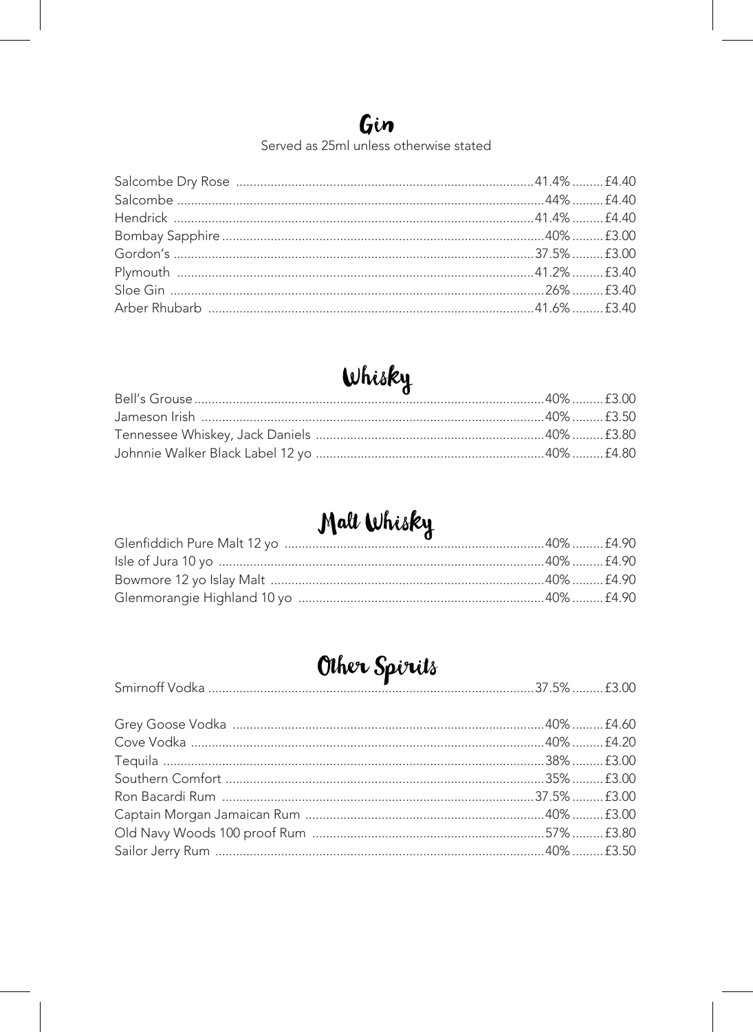## Gin

Served as 25ml unless otherwise stated

| Item | ABV | Price |
| --- | --- | --- |
| Salcombe Dry Rose | 41.4% | £4.40 |
| Salcombe | 44% | £4.40 |
| Hendrick | 41.4% | £4.40 |
| Bombay Sapphire | 40% | £3.00 |
| Gordon's | 37.5% | £3.00 |
| Plymouth | 41.2% | £3.40 |
| Sloe Gin | 26% | £3.40 |
| Arber Rhubarb | 41.6% | £3.40 |

## Whisky

| Item | ABV | Price |
| --- | --- | --- |
| Bell's Grouse | 40% | £3.00 |
| Jameson Irish | 40% | £3.50 |
| Tennessee Whiskey, Jack Daniels | 40% | £3.80 |
| Johnnie Walker Black Label 12 yo | 40% | £4.80 |

## Malt Whisky

| Item | ABV | Price |
| --- | --- | --- |
| Glenfiddich Pure Malt 12 yo | 40% | £4.90 |
| Isle of Jura 10 yo | 40% | £4.90 |
| Bowmore 12 yo Islay Malt | 40% | £4.90 |
| Glenmorangie Highland 10 yo | 40% | £4.90 |

## Other Spirits

| Item | ABV | Price |
| --- | --- | --- |
| Smirnoff Vodka | 37.5% | £3.00 |
| Grey Goose Vodka | 40% | £4.60 |
| Cove Vodka | 40% | £4.20 |
| Tequila | 38% | £3.00 |
| Southern Comfort | 35% | £3.00 |
| Ron Bacardi Rum | 37.5% | £3.00 |
| Captain Morgan Jamaican Rum | 40% | £3.00 |
| Old Navy Woods 100 proof Rum | 57% | £3.80 |
| Sailor Jerry Rum | 40% | £3.50 |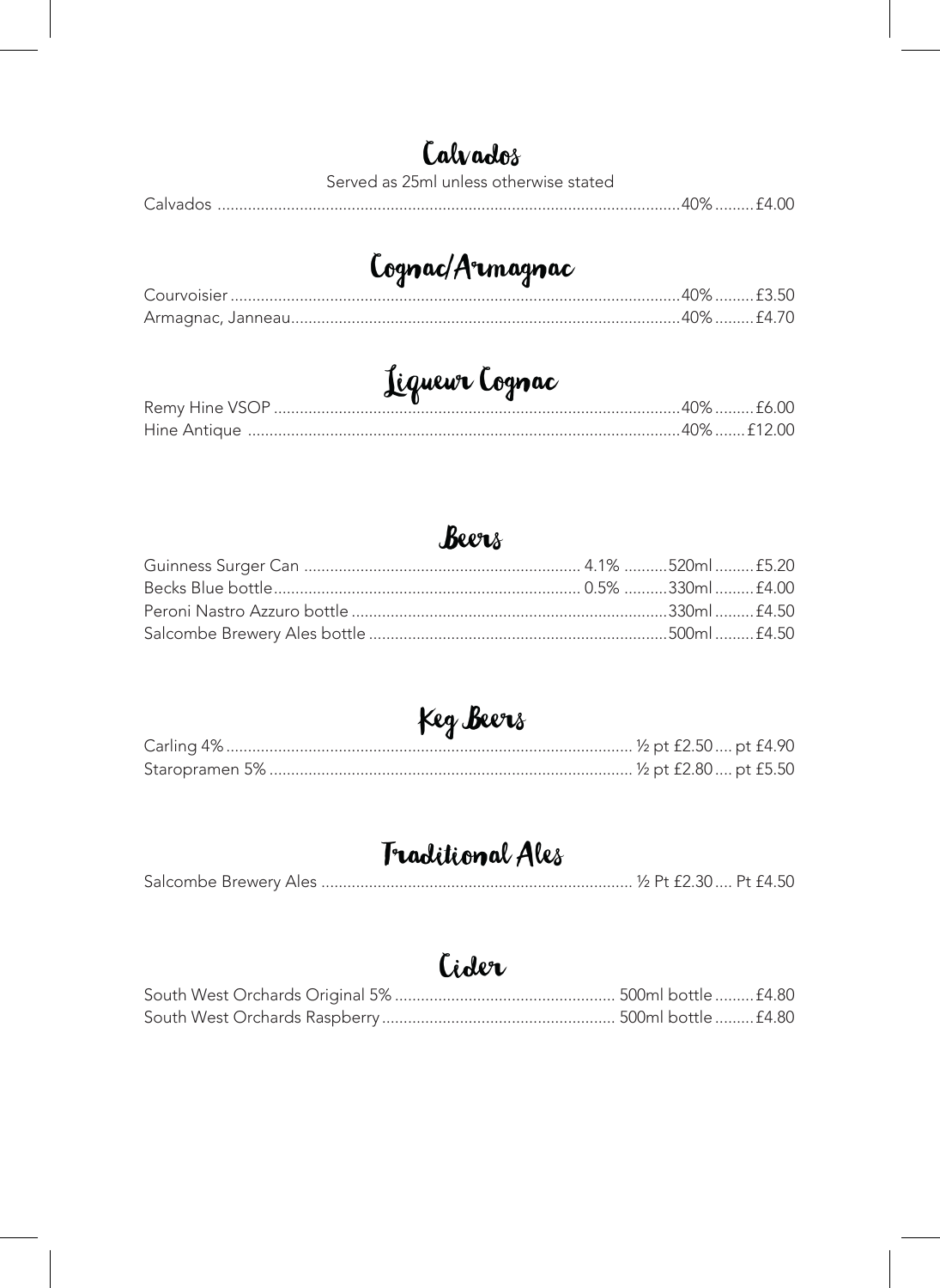## Calvados

Served as 25ml unless otherwise stated

| | | |
|---|---|---|
| Calvados | 40% | £4.00 |

## Cognac/Armagnac

| | | |
|---|---|---|
| Courvoisier | 40% | £3.50 |
| Armagnac, Janneau | 40% | £4.70 |

## Liqueur Cognac

| | | |
|---|---|---|
| Remy Hine VSOP | 40% | £6.00 |
| Hine Antique | 40% | £12.00 |

## Beers

| | | | |
|---|---|---|---|
| Guinness Surger Can | 4.1% | 520ml | £5.20 |
| Becks Blue bottle | 0.5% | 330ml | £4.00 |
| Peroni Nastro Azzuro bottle | | 330ml | £4.50 |
| Salcombe Brewery Ales bottle | | 500ml | £4.50 |

## Keg Beers

| | | |
|---|---|---|
| Carling 4% | ½ pt £2.50 | pt £4.90 |
| Staropramen 5% | ½ pt £2.80 | pt £5.50 |

## Traditional Ales

| | | |
|---|---|---|
| Salcombe Brewery Ales | ½ Pt £2.30 | Pt £4.50 |

## Cider

| | | |
|---|---|---|
| South West Orchards Original 5% | 500ml bottle | £4.80 |
| South West Orchards Raspberry | 500ml bottle | £4.80 |